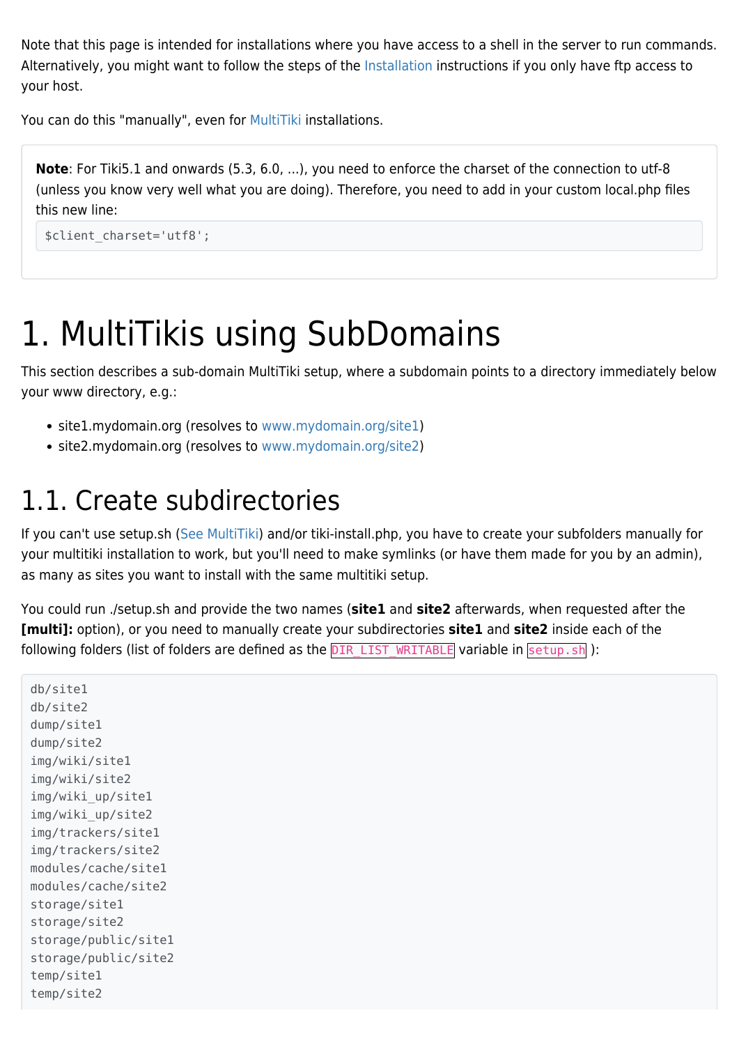Note that this page is intended for installations where you have access to a shell in the server to run commands. Alternatively, you might want to follow the steps of the Installation instructions if you only have ftp access to your host.

You can do this "manually", even for MultiTiki installations.

> **Note**: For Tiki5.1 and onwards (5.3, 6.0, ...), you need to enforce the charset of the connection to utf-8 (unless you know very well what you are doing). Therefore, you need to add in your custom local.php files this new line:
>
> ```
> $client_charset='utf8';
> ```

# 1. MultiTikis using SubDomains

This section describes a sub-domain MultiTiki setup, where a subdomain points to a directory immediately below your www directory, e.g.:

- site1.mydomain.org (resolves to www.mydomain.org/site1)
- site2.mydomain.org (resolves to www.mydomain.org/site2)

## 1.1. Create subdirectories

If you can't use setup.sh (See MultiTiki) and/or tiki-install.php, you have to create your subfolders manually for your multitiki installation to work, but you'll need to make symlinks (or have them made for you by an admin), as many as sites you want to install with the same multitiki setup.

You could run ./setup.sh and provide the two names (**site1** and **site2** afterwards, when requested after the **[multi]:** option), or you need to manually create your subdirectories **site1** and **site2** inside each of the following folders (list of folders are defined as the `DIR_LIST_WRITABLE` variable in `setup.sh` ):

```
db/site1
db/site2
dump/site1
dump/site2
img/wiki/site1
img/wiki/site2
img/wiki_up/site1
img/wiki_up/site2
img/trackers/site1
img/trackers/site2
modules/cache/site1
modules/cache/site2
storage/site1
storage/site2
storage/public/site1
storage/public/site2
temp/site1
temp/site2
```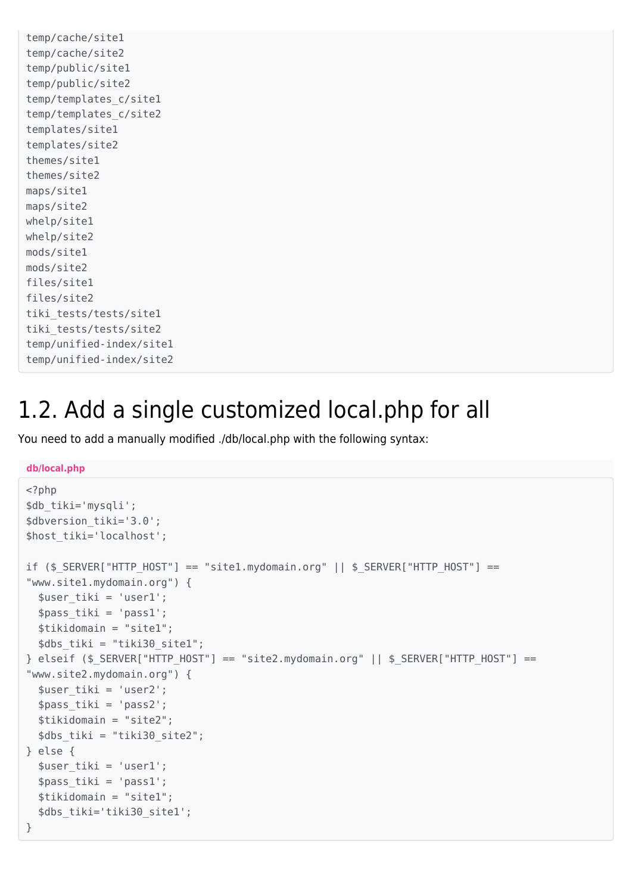```
temp/cache/site1
temp/cache/site2
temp/public/site1
temp/public/site2
temp/templates_c/site1
temp/templates_c/site2
templates/site1
templates/site2
themes/site1
themes/site2
maps/site1
maps/site2
whelp/site1
whelp/site2
mods/site1
mods/site2
files/site1
files/site2
tiki_tests/tests/site1
tiki_tests/tests/site2
temp/unified-index/site1
temp/unified-index/site2
```

## 1.2. Add a single customized local.php for all

You need to add a manually modified ./db/local.php with the following syntax:

**db/local.php**

```php
<?php
$db_tiki='mysqli';
$dbversion_tiki='3.0';
$host_tiki='localhost';

if ($_SERVER["HTTP_HOST"] == "site1.mydomain.org" || $_SERVER["HTTP_HOST"] ==
"www.site1.mydomain.org") {
  $user_tiki = 'user1';
  $pass_tiki = 'pass1';
  $tikidomain = "site1";
  $dbs_tiki = "tiki30_site1";
} elseif ($_SERVER["HTTP_HOST"] == "site2.mydomain.org" || $_SERVER["HTTP_HOST"] ==
"www.site2.mydomain.org") {
  $user_tiki = 'user2';
  $pass_tiki = 'pass2';
  $tikidomain = "site2";
  $dbs_tiki = "tiki30_site2";
} else {
  $user_tiki = 'user1';
  $pass_tiki = 'pass1';
  $tikidomain = "site1";
  $dbs_tiki='tiki30_site1';
}
```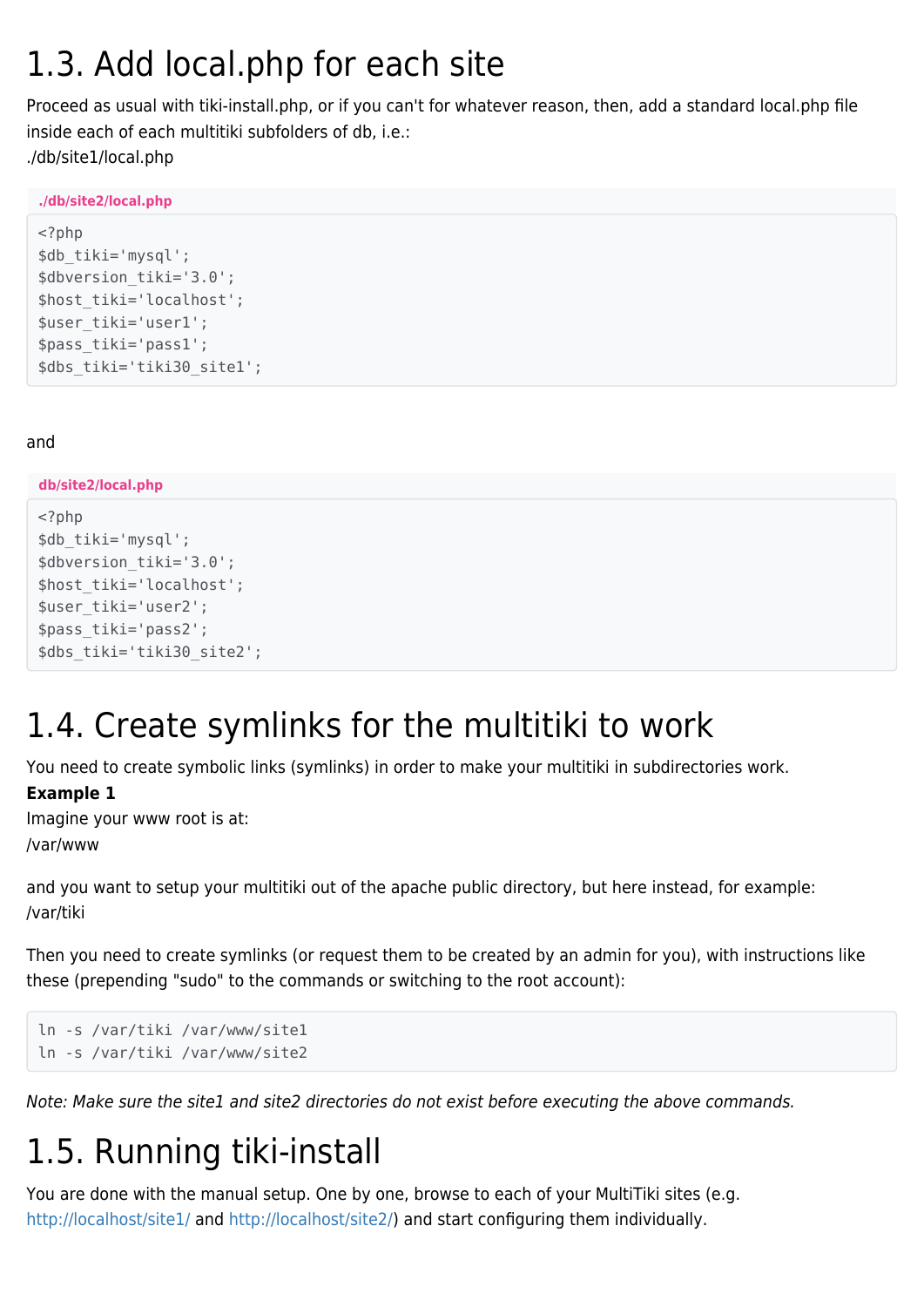# 1.3. Add local.php for each site

Proceed as usual with tiki-install.php, or if you can't for whatever reason, then, add a standard local.php file inside each of each multitiki subfolders of db, i.e.:
./db/site1/local.php

**./db/site2/local.php**

```
<?php
$db_tiki='mysql';
$dbversion_tiki='3.0';
$host_tiki='localhost';
$user_tiki='user1';
$pass_tiki='pass1';
$dbs_tiki='tiki30_site1';
```

and

**db/site2/local.php**

```
<?php
$db_tiki='mysql';
$dbversion_tiki='3.0';
$host_tiki='localhost';
$user_tiki='user2';
$pass_tiki='pass2';
$dbs_tiki='tiki30_site2';
```

# 1.4. Create symlinks for the multitiki to work

You need to create symbolic links (symlinks) in order to make your multitiki in subdirectories work.
**Example 1**
Imagine your www root is at:
/var/www

and you want to setup your multitiki out of the apache public directory, but here instead, for example:
/var/tiki

Then you need to create symlinks (or request them to be created by an admin for you), with instructions like these (prepending "sudo" to the commands or switching to the root account):

```
ln -s /var/tiki /var/www/site1
ln -s /var/tiki /var/www/site2
```

*Note: Make sure the site1 and site2 directories do not exist before executing the above commands.*

# 1.5. Running tiki-install

You are done with the manual setup. One by one, browse to each of your MultiTiki sites (e.g. http://localhost/site1/ and http://localhost/site2/) and start configuring them individually.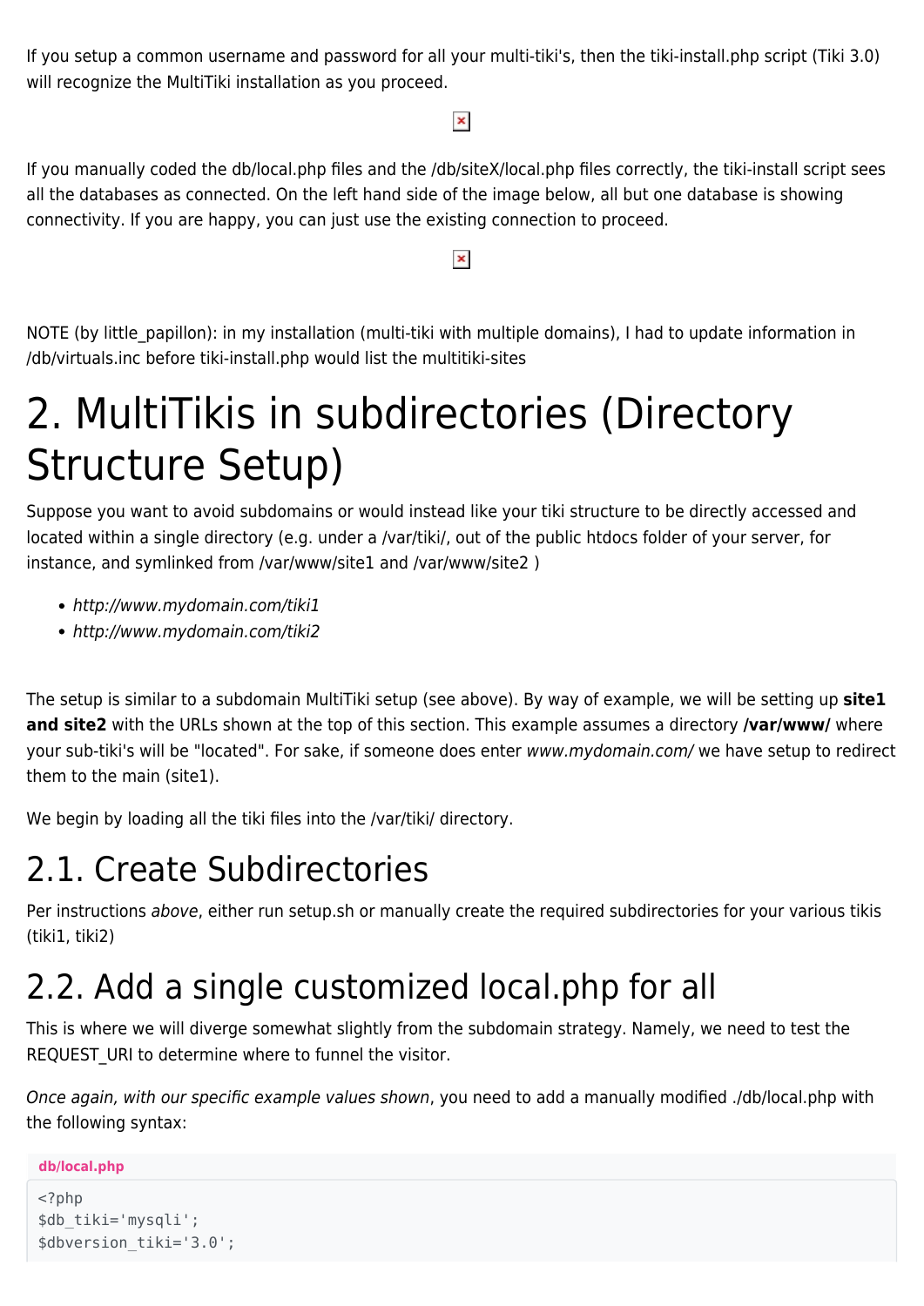If you setup a common username and password for all your multi-tiki's, then the tiki-install.php script (Tiki 3.0) will recognize the MultiTiki installation as you proceed.

If you manually coded the db/local.php files and the /db/siteX/local.php files correctly, the tiki-install script sees all the databases as connected. On the left hand side of the image below, all but one database is showing connectivity. If you are happy, you can just use the existing connection to proceed.

NOTE (by little_papillon): in my installation (multi-tiki with multiple domains), I had to update information in /db/virtuals.inc before tiki-install.php would list the multitiki-sites

# 2. MultiTikis in subdirectories (Directory Structure Setup)

Suppose you want to avoid subdomains or would instead like your tiki structure to be directly accessed and located within a single directory (e.g. under a /var/tiki/, out of the public htdocs folder of your server, for instance, and symlinked from /var/www/site1 and /var/www/site2 )

- *http://www.mydomain.com/tiki1*
- *http://www.mydomain.com/tiki2*

The setup is similar to a subdomain MultiTiki setup (see above). By way of example, we will be setting up **site1 and site2** with the URLs shown at the top of this section. This example assumes a directory **/var/www/** where your sub-tiki's will be "located". For sake, if someone does enter *www.mydomain.com/* we have setup to redirect them to the main (site1).

We begin by loading all the tiki files into the /var/tiki/ directory.

## 2.1. Create Subdirectories

Per instructions *above*, either run setup.sh or manually create the required subdirectories for your various tikis (tiki1, tiki2)

## 2.2. Add a single customized local.php for all

This is where we will diverge somewhat slightly from the subdomain strategy. Namely, we need to test the REQUEST_URI to determine where to funnel the visitor.

*Once again, with our specific example values shown*, you need to add a manually modified ./db/local.php with the following syntax:

**db/local.php**

```
<?php
$db_tiki='mysqli';
$dbversion_tiki='3.0';
```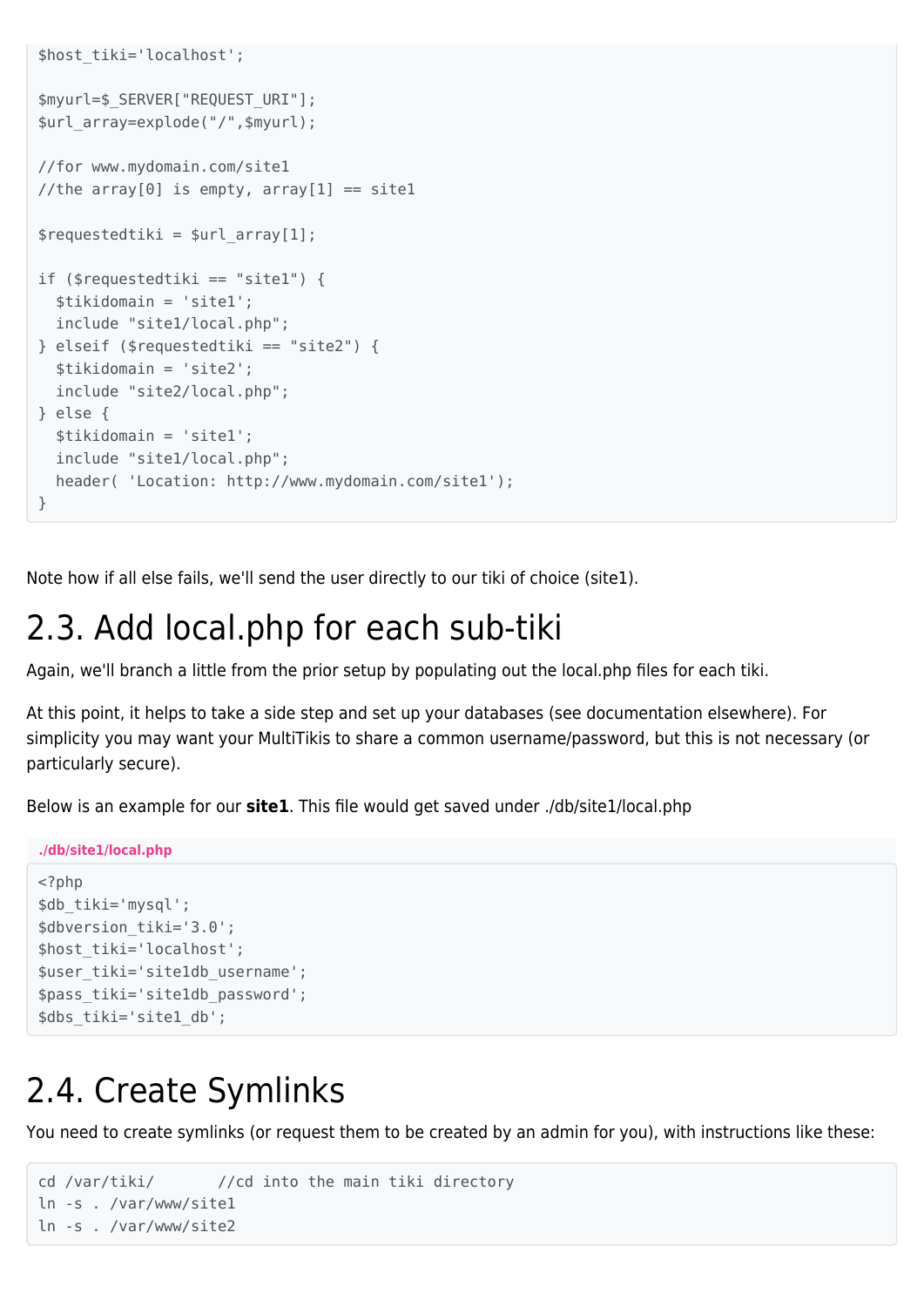```
$host_tiki='localhost';

$myurl=$_SERVER["REQUEST_URI"];
$url_array=explode("/",$myurl);

//for www.mydomain.com/site1
//the array[0] is empty, array[1] == site1

$requestedtiki = $url_array[1];

if ($requestedtiki == "site1") {
  $tikidomain = 'site1';
  include "site1/local.php";
} elseif ($requestedtiki == "site2") {
  $tikidomain = 'site2';
  include "site2/local.php";
} else {
  $tikidomain = 'site1';
  include "site1/local.php";
  header( 'Location: http://www.mydomain.com/site1');
}
```

Note how if all else fails, we'll send the user directly to our tiki of choice (site1).

## 2.3. Add local.php for each sub-tiki

Again, we'll branch a little from the prior setup by populating out the local.php files for each tiki.

At this point, it helps to take a side step and set up your databases (see documentation elsewhere). For simplicity you may want your MultiTikis to share a common username/password, but this is not necessary (or particularly secure).

Below is an example for our **site1**. This file would get saved under ./db/site1/local.php

./db/site1/local.php

```
<?php
$db_tiki='mysql';
$dbversion_tiki='3.0';
$host_tiki='localhost';
$user_tiki='site1db_username';
$pass_tiki='site1db_password';
$dbs_tiki='site1_db';
```

## 2.4. Create Symlinks

You need to create symlinks (or request them to be created by an admin for you), with instructions like these:

```
cd /var/tiki/       //cd into the main tiki directory
ln -s . /var/www/site1
ln -s . /var/www/site2
```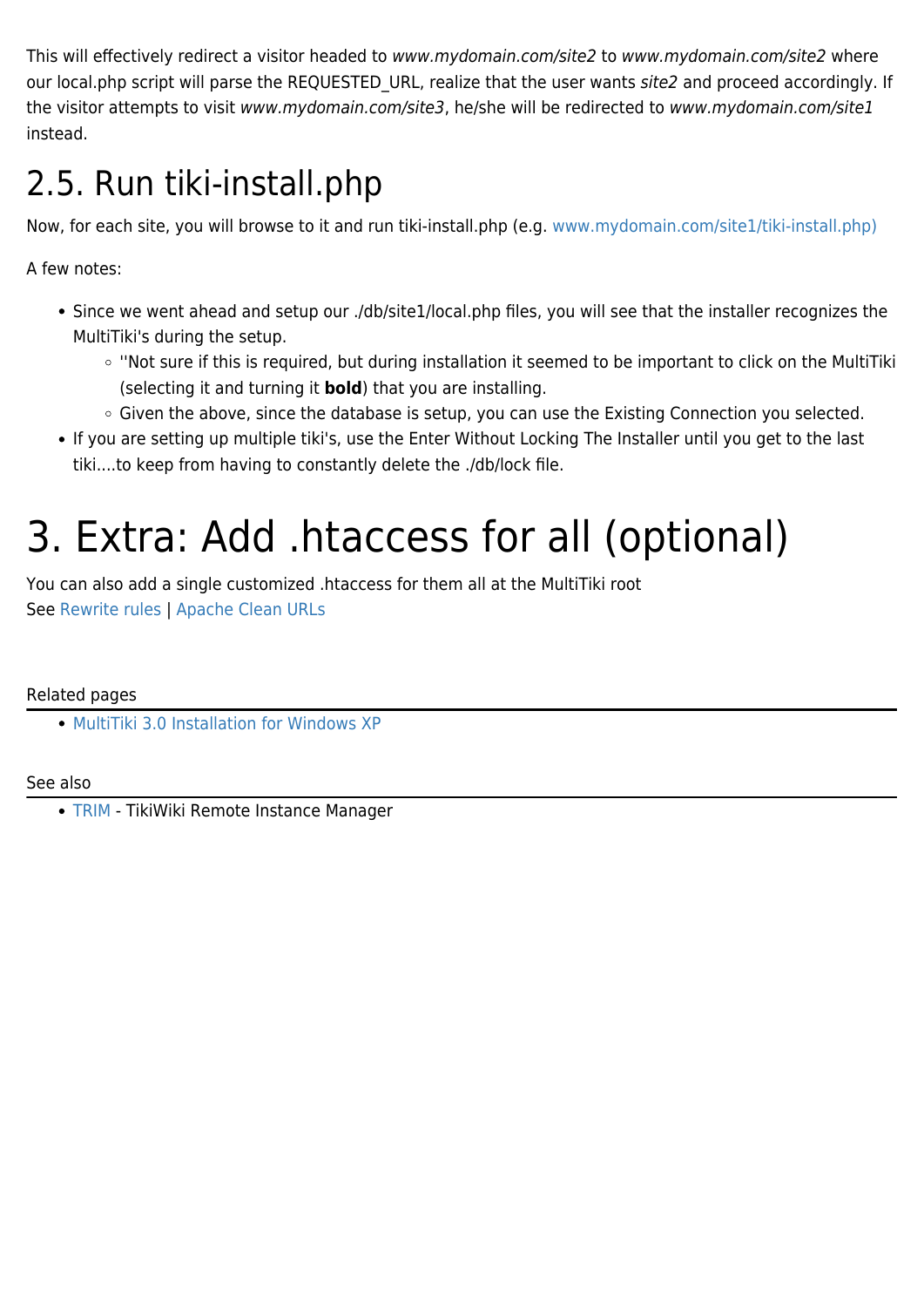This will effectively redirect a visitor headed to *www.mydomain.com/site2* to *www.mydomain.com/site2* where our local.php script will parse the REQUESTED_URL, realize that the user wants *site2* and proceed accordingly. If the visitor attempts to visit *www.mydomain.com/site3*, he/she will be redirected to *www.mydomain.com/site1* instead.

## 2.5. Run tiki-install.php

Now, for each site, you will browse to it and run tiki-install.php (e.g. www.mydomain.com/site1/tiki-install.php)

A few notes:

- Since we went ahead and setup our ./db/site1/local.php files, you will see that the installer recognizes the MultiTiki's during the setup.
  - ''Not sure if this is required, but during installation it seemed to be important to click on the MultiTiki (selecting it and turning it **bold**) that you are installing.
  - Given the above, since the database is setup, you can use the Existing Connection you selected.
- If you are setting up multiple tiki's, use the Enter Without Locking The Installer until you get to the last tiki....to keep from having to constantly delete the ./db/lock file.

# 3. Extra: Add .htaccess for all (optional)

You can also add a single customized .htaccess for them all at the MultiTiki root
See Rewrite rules | Apache Clean URLs

Related pages

- MultiTiki 3.0 Installation for Windows XP

See also

- TRIM - TikiWiki Remote Instance Manager